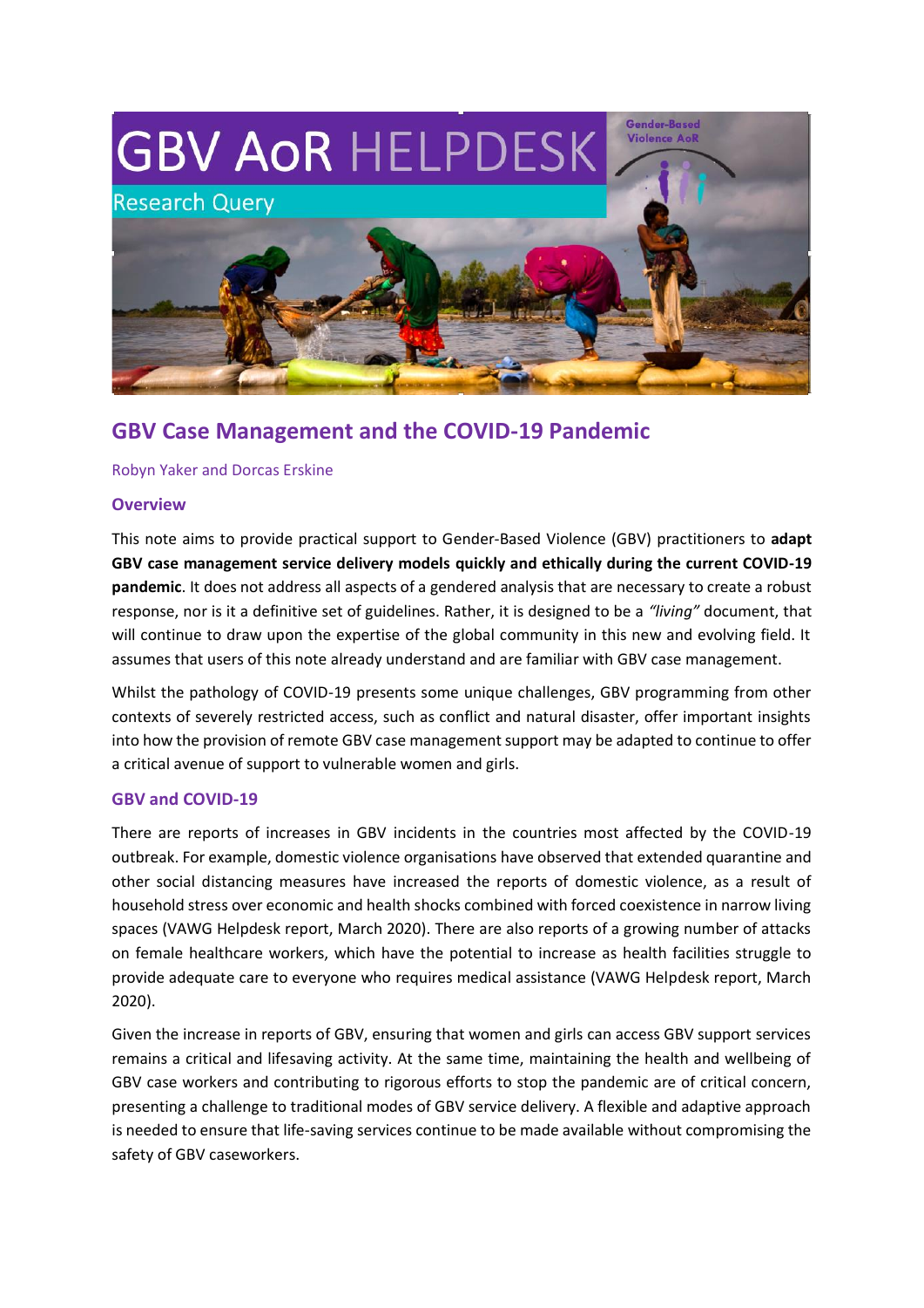# GBV AoR HELPDESK

Research Query

## GBV Case Management and the COVID-19 Pandemic

Robyn Yaker and Dorcas Erskine

### Overview

This note aims to provide practical support to Gender-Based Violence (GBV) practitioners to **adapt GBV case management service delivery models quickly and ethically during the current COVID-19 pandemic**. It does not address all aspects of a gendered analysis that are necessary to create a robust response, nor is it a definitive set of guidelines. Rather, it is designed to be a *"living"* document, that will continue to draw upon the expertise of the global community in this new and evolving field. It assumes that users of this note already understand and are familiar with GBV case management.

Whilst the pathology of COVID-19 presents some unique challenges, GBV programming from other contexts of severely restricted access, such as conflict and natural disaster, offer important insights into how the provision of remote GBV case management support may be adapted to continue to offer a critical avenue of support to vulnerable women and girls.

### GBV and COVID-19

There are reports of increases in GBV incidents in the countries most affected by the COVID-19 outbreak. For example, domestic violence organisations have observed that extended quarantine and other social distancing measures have increased the reports of domestic violence, as a result of household stress over economic and health shocks combined with forced coexistence in narrow living spaces (VAWG Helpdesk report, March 2020). There are also reports of a growing number of attacks on female healthcare workers, which have the potential to increase as health facilities struggle to provide adequate care to everyone who requires medical assistance (VAWG Helpdesk report, March 2020).

Given the increase in reports of GBV, ensuring that women and girls can access GBV support services remains a critical and lifesaving activity. At the same time, maintaining the health and wellbeing of GBV case workers and contributing to rigorous efforts to stop the pandemic are of critical concern, presenting a challenge to traditional modes of GBV service delivery. A flexible and adaptive approach is needed to ensure that life-saving services continue to be made available without compromising the safety of GBV caseworkers.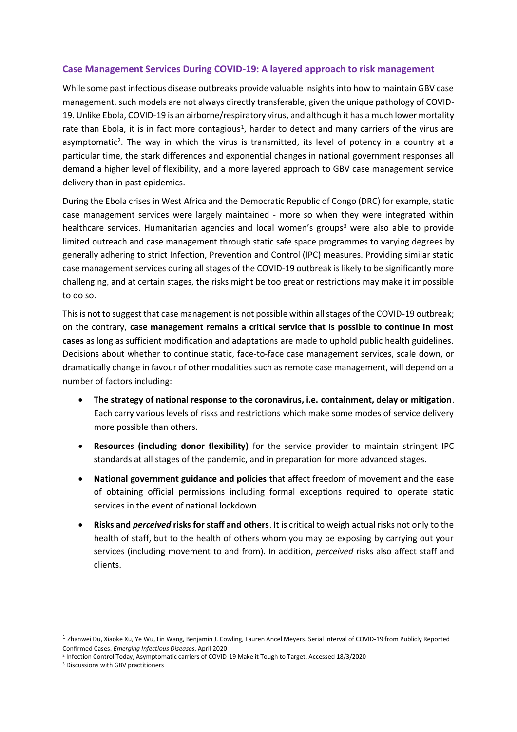## Case Management Services During COVID-19: A layered approach to risk management

While some past infectious disease outbreaks provide valuable insights into how to maintain GBV case management, such models are not always directly transferable, given the unique pathology of COVID-19. Unlike Ebola, COVID-19 is an airborne/respiratory virus, and although it has a much lower mortality rate than Ebola, it is in fact more contagious[1], harder to detect and many carriers of the virus are asymptomatic[2]. The way in which the virus is transmitted, its level of potency in a country at a particular time, the stark differences and exponential changes in national government responses all demand a higher level of flexibility, and a more layered approach to GBV case management service delivery than in past epidemics.

During the Ebola crises in West Africa and the Democratic Republic of Congo (DRC) for example, static case management services were largely maintained - more so when they were integrated within healthcare services. Humanitarian agencies and local women's groups[3] were also able to provide limited outreach and case management through static safe space programmes to varying degrees by generally adhering to strict Infection, Prevention and Control (IPC) measures. Providing similar static case management services during all stages of the COVID-19 outbreak is likely to be significantly more challenging, and at certain stages, the risks might be too great or restrictions may make it impossible to do so.

This is not to suggest that case management is not possible within all stages of the COVID-19 outbreak; on the contrary, **case management remains a critical service that is possible to continue in most cases** as long as sufficient modification and adaptations are made to uphold public health guidelines. Decisions about whether to continue static, face-to-face case management services, scale down, or dramatically change in favour of other modalities such as remote case management, will depend on a number of factors including:

- **The strategy of national response to the coronavirus, i.e. containment, delay or mitigation**. Each carry various levels of risks and restrictions which make some modes of service delivery more possible than others.
- **Resources (including donor flexibility)** for the service provider to maintain stringent IPC standards at all stages of the pandemic, and in preparation for more advanced stages.
- **National government guidance and policies** that affect freedom of movement and the ease of obtaining official permissions including formal exceptions required to operate static services in the event of national lockdown.
- **Risks and *perceived* risks for staff and others**. It is critical to weigh actual risks not only to the health of staff, but to the health of others whom you may be exposing by carrying out your services (including movement to and from). In addition, *perceived* risks also affect staff and clients.

[1] Zhanwei Du, Xiaoke Xu, Ye Wu, Lin Wang, Benjamin J. Cowling, Lauren Ancel Meyers. Serial Interval of COVID-19 from Publicly Reported Confirmed Cases. *Emerging Infectious Diseases*, April 2020

[2] Infection Control Today, Asymptomatic carriers of COVID-19 Make it Tough to Target. Accessed 18/3/2020

[3] Discussions with GBV practitioners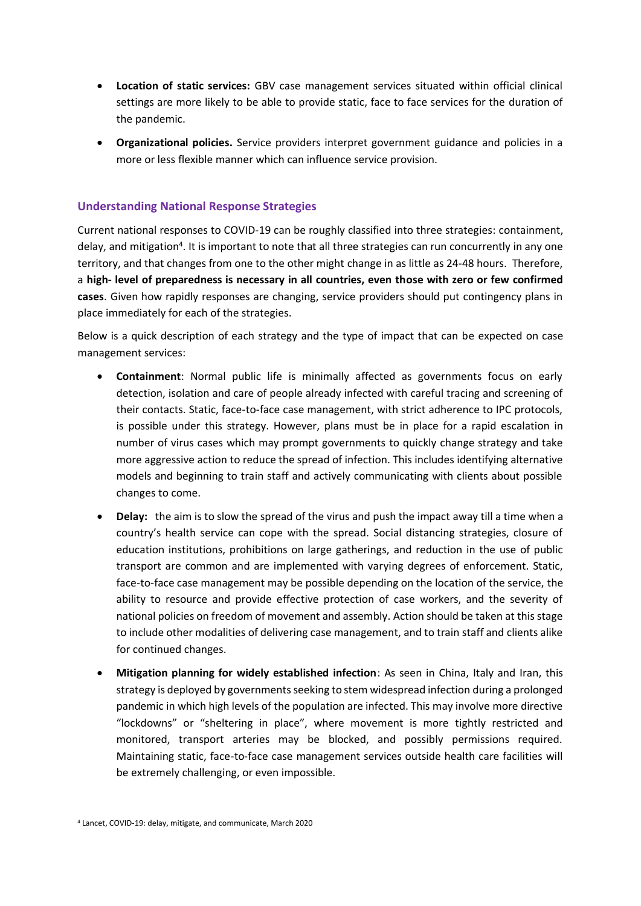- **Location of static services:** GBV case management services situated within official clinical settings are more likely to be able to provide static, face to face services for the duration of the pandemic.
- **Organizational policies.** Service providers interpret government guidance and policies in a more or less flexible manner which can influence service provision.

## Understanding National Response Strategies

Current national responses to COVID-19 can be roughly classified into three strategies: containment, delay, and mitigation[4]. It is important to note that all three strategies can run concurrently in any one territory, and that changes from one to the other might change in as little as 24-48 hours. Therefore, a **high- level of preparedness is necessary in all countries, even those with zero or few confirmed cases**. Given how rapidly responses are changing, service providers should put contingency plans in place immediately for each of the strategies.

Below is a quick description of each strategy and the type of impact that can be expected on case management services:

- **Containment**: Normal public life is minimally affected as governments focus on early detection, isolation and care of people already infected with careful tracing and screening of their contacts. Static, face-to-face case management, with strict adherence to IPC protocols, is possible under this strategy. However, plans must be in place for a rapid escalation in number of virus cases which may prompt governments to quickly change strategy and take more aggressive action to reduce the spread of infection. This includes identifying alternative models and beginning to train staff and actively communicating with clients about possible changes to come.
- **Delay:** the aim is to slow the spread of the virus and push the impact away till a time when a country's health service can cope with the spread. Social distancing strategies, closure of education institutions, prohibitions on large gatherings, and reduction in the use of public transport are common and are implemented with varying degrees of enforcement. Static, face-to-face case management may be possible depending on the location of the service, the ability to resource and provide effective protection of case workers, and the severity of national policies on freedom of movement and assembly. Action should be taken at this stage to include other modalities of delivering case management, and to train staff and clients alike for continued changes.
- **Mitigation planning for widely established infection**: As seen in China, Italy and Iran, this strategy is deployed by governments seeking to stem widespread infection during a prolonged pandemic in which high levels of the population are infected. This may involve more directive "lockdowns" or "sheltering in place", where movement is more tightly restricted and monitored, transport arteries may be blocked, and possibly permissions required. Maintaining static, face-to-face case management services outside health care facilities will be extremely challenging, or even impossible.

[4] Lancet, COVID-19: delay, mitigate, and communicate, March 2020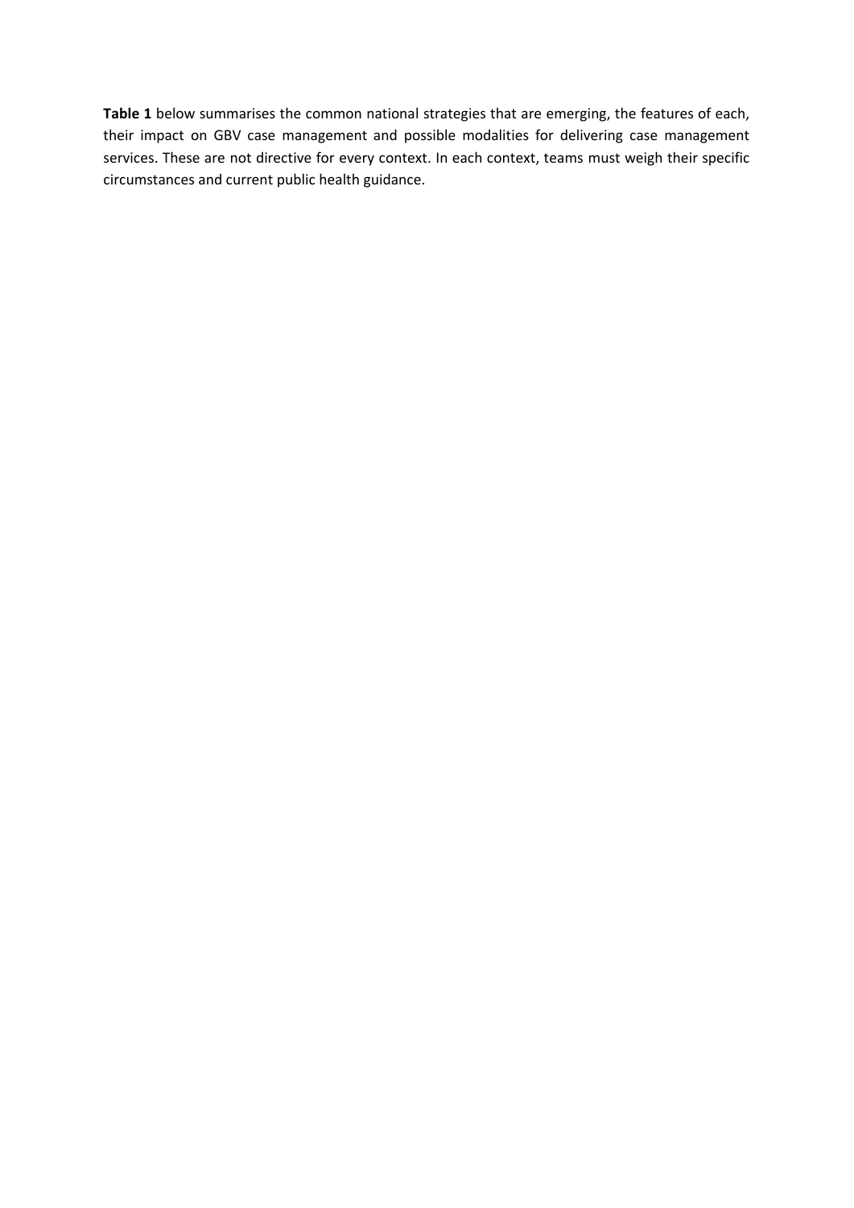**Table 1** below summarises the common national strategies that are emerging, the features of each, their impact on GBV case management and possible modalities for delivering case management services. These are not directive for every context. In each context, teams must weigh their specific circumstances and current public health guidance.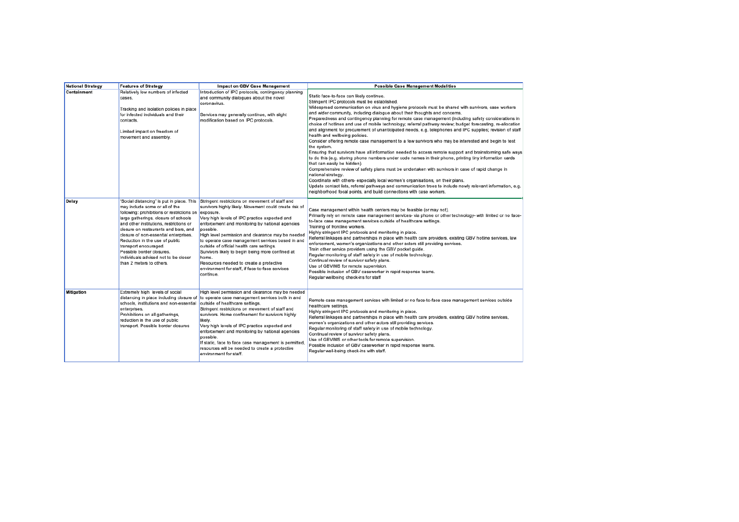| National Strategy | Features of Strategy | Impact on GBV Case Management | Possible Case Management Modalities |
|---|---|---|---|
| Containment | Relatively low numbers of infected cases.<br><br>Tracking and isolation policies in place for infected individuals and their contacts.<br><br>Limited impact on freedom of movement and assembly. | Introduction of IPC protocols, contingency planning and community dialogues about the novel coronavirus.<br><br>Services may generally continue, with slight modification based on IPC protocols. | Static face-to-face can likely continue.<br>Stringent IPC protocols must be established.<br>Widespread communication on virus and hygiene protocols must be shared with survivors, case workers and wider community, including dialogue about their thoughts and concerns.<br>Preparedness and contingency planning for remote case management (including safety considerations in choice of hotlines and use of mobile technology; referral pathway review; budget forecasting, re-allocation and alignment for procurement of unanticipated needs, e.g. telephones and IPC supplies; revision of staff health and wellbeing policies.<br>Consider offering remote case management to a few survivors who may be interested and begin to test the system.<br>Ensuring that survivors have all information needed to access remote support and brainstorming safe ways to do this (e.g. storing phone numbers under code names in their phone, printing tiny information cards that can easily be hidden)<br>Comprehensive review of safety plans must be undertaken with survivors in case of rapid change in national strategy.<br>Coordinate with others- especially local women's organisations, on their plans.<br>Update contact lists, referral pathways and communication trees to include newly relevant information, e.g. neighborhood focal points, and build connections with case workers. |
| Delay | "Social distancing" is put in place. This may include some or all of the following: prohibitions or restrictions on large gatherings, closure of schools and other institutions, restrictions or closure on restaurants and bars, and closure of non-essential enterprises. Reduction in the use of public transport encouraged.<br>Possible border closures.<br>Individuals advised not to be closer than 2 meters to others. | Stringent restrictions on movement of staff and survivors highly likely. Movement could create risk of exposure.<br>Very high levels of IPC practice expected and enforcement and monitoring by national agencies possible.<br>High level permission and clearance may be needed to operate case management services based in and outside of official health care settings.<br>Survivors likely to begin being more confined at home.<br>Resources needed to create a protective environment for staff, if face-to-face services continue. | Case management within health centers may be feasible (or may not).<br>Primarily rely on remote case management services- via phone or other technology- with limited or no face-to-face case management services outside of healthcare settings.<br>Training of frontline workers.<br>Highly stringent IPC protocols and monitoring in place.<br>Referral linkages and partnerships in place with health care providers, existing GBV hotline services, law enforcement, women's organizations and other actors still providing services.<br>Train other service providers using the GBV pocket guide.<br>Regular monitoring of staff safety in use of mobile technology.<br>Continual review of survivor safety plans.<br>Use of GBVIMS for remote supervision.<br>Possible inclusion of GBV caseworker in rapid response teams.<br>Regular wellbeing check-ins for staff |
| Mitigation | Extremely high levels of social distancing in place including closure of schools, institutions and non-essential enterprises.<br>Prohibitions on all gatherings, reduction in the use of public transport. Possible border closures | High level permission and clearance may be needed to operate case management services both in and outside of healthcare settings.<br>Stringent restrictions on movement of staff and survivors. Home confinement for survivors highly likely.<br>Very high levels of IPC practice expected and enforcement and monitoring by national agencies possible.<br>If static, face to face case management is permitted, resources will be needed to create a protective environment for staff. | Remote case management services with limited or no face-to-face case management services outside healthcare settings.<br>Highly stringent IPC protocols and monitoring in place.<br>Referral linkages and partnerships in place with health care providers, existing GBV hotline services, women's organizations and other actors still providing services.<br>Regular monitoring of staff safety in use of mobile technology.<br>Continual review of survivor safety plans.<br>Use of GBVIMS or other tools for remote supervision.<br>Possible inclusion of GBV caseworker in rapid response teams.<br>Regular well-being check-ins with staff. |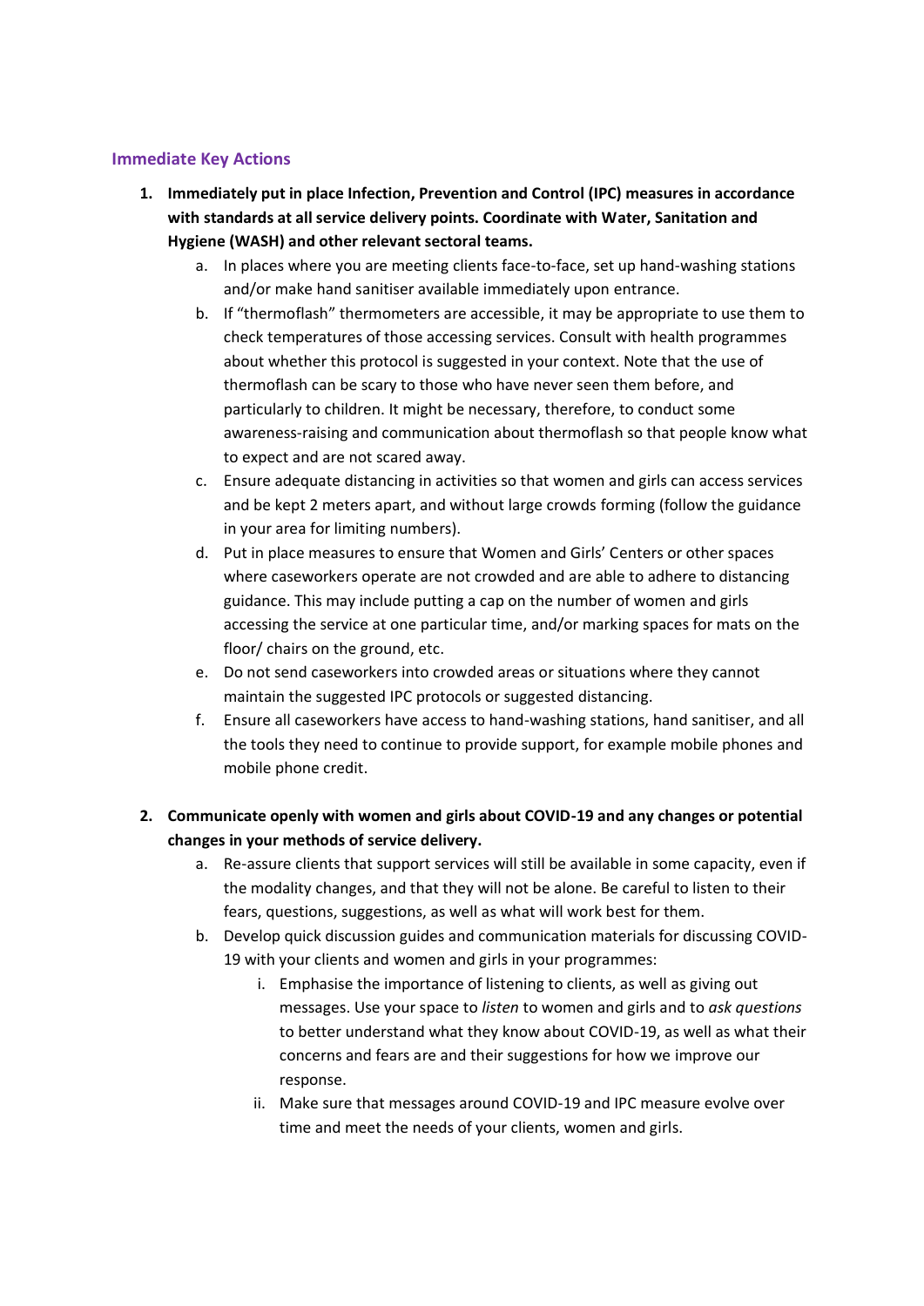## Immediate Key Actions

1. **Immediately put in place Infection, Prevention and Control (IPC) measures in accordance with standards at all service delivery points. Coordinate with Water, Sanitation and Hygiene (WASH) and other relevant sectoral teams.**
    a. In places where you are meeting clients face-to-face, set up hand-washing stations and/or make hand sanitiser available immediately upon entrance.
    b. If "thermoflash" thermometers are accessible, it may be appropriate to use them to check temperatures of those accessing services. Consult with health programmes about whether this protocol is suggested in your context. Note that the use of thermoflash can be scary to those who have never seen them before, and particularly to children. It might be necessary, therefore, to conduct some awareness-raising and communication about thermoflash so that people know what to expect and are not scared away.
    c. Ensure adequate distancing in activities so that women and girls can access services and be kept 2 meters apart, and without large crowds forming (follow the guidance in your area for limiting numbers).
    d. Put in place measures to ensure that Women and Girls' Centers or other spaces where caseworkers operate are not crowded and are able to adhere to distancing guidance. This may include putting a cap on the number of women and girls accessing the service at one particular time, and/or marking spaces for mats on the floor/ chairs on the ground, etc.
    e. Do not send caseworkers into crowded areas or situations where they cannot maintain the suggested IPC protocols or suggested distancing.
    f. Ensure all caseworkers have access to hand-washing stations, hand sanitiser, and all the tools they need to continue to provide support, for example mobile phones and mobile phone credit.

2. **Communicate openly with women and girls about COVID-19 and any changes or potential changes in your methods of service delivery.**
    a. Re-assure clients that support services will still be available in some capacity, even if the modality changes, and that they will not be alone. Be careful to listen to their fears, questions, suggestions, as well as what will work best for them.
    b. Develop quick discussion guides and communication materials for discussing COVID-19 with your clients and women and girls in your programmes:
        i. Emphasise the importance of listening to clients, as well as giving out messages. Use your space to *listen* to women and girls and to *ask questions* to better understand what they know about COVID-19, as well as what their concerns and fears are and their suggestions for how we improve our response.
        ii. Make sure that messages around COVID-19 and IPC measure evolve over time and meet the needs of your clients, women and girls.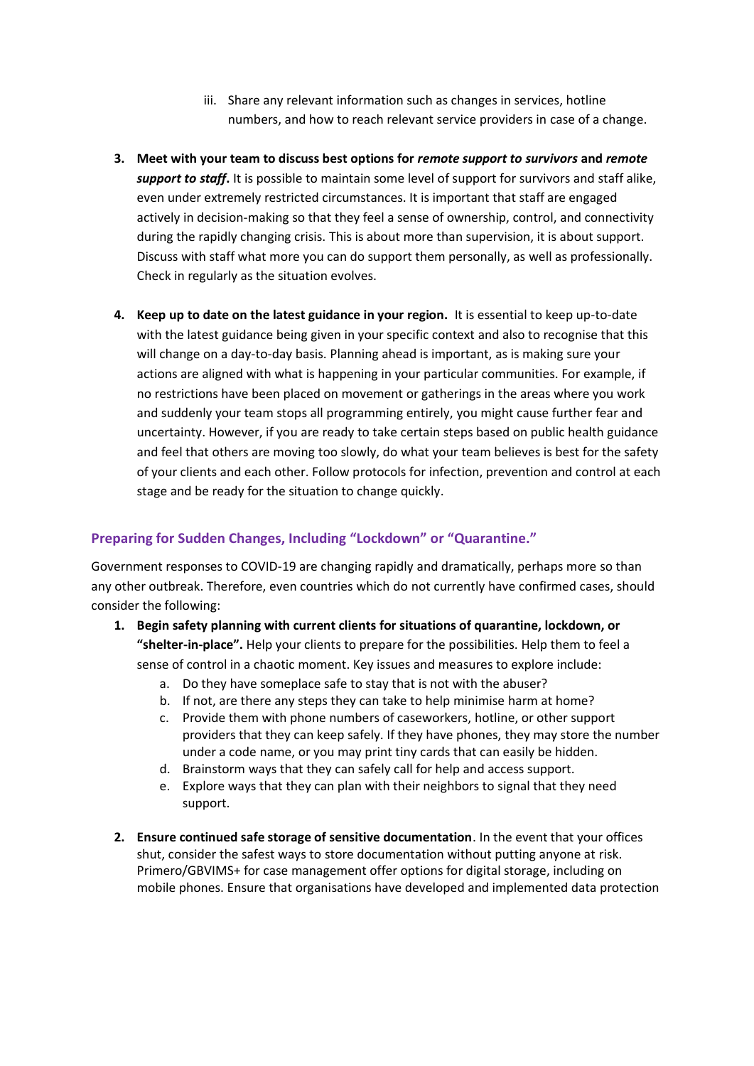iii. Share any relevant information such as changes in services, hotline numbers, and how to reach relevant service providers in case of a change.

3. **Meet with your team to discuss best options for *remote support to survivors* and *remote support to staff*.** It is possible to maintain some level of support for survivors and staff alike, even under extremely restricted circumstances. It is important that staff are engaged actively in decision-making so that they feel a sense of ownership, control, and connectivity during the rapidly changing crisis. This is about more than supervision, it is about support. Discuss with staff what more you can do support them personally, as well as professionally. Check in regularly as the situation evolves.

4. **Keep up to date on the latest guidance in your region.** It is essential to keep up-to-date with the latest guidance being given in your specific context and also to recognise that this will change on a day-to-day basis. Planning ahead is important, as is making sure your actions are aligned with what is happening in your particular communities. For example, if no restrictions have been placed on movement or gatherings in the areas where you work and suddenly your team stops all programming entirely, you might cause further fear and uncertainty. However, if you are ready to take certain steps based on public health guidance and feel that others are moving too slowly, do what your team believes is best for the safety of your clients and each other. Follow protocols for infection, prevention and control at each stage and be ready for the situation to change quickly.

### Preparing for Sudden Changes, Including "Lockdown" or "Quarantine."

Government responses to COVID-19 are changing rapidly and dramatically, perhaps more so than any other outbreak. Therefore, even countries which do not currently have confirmed cases, should consider the following:

1. **Begin safety planning with current clients for situations of quarantine, lockdown, or "shelter-in-place".** Help your clients to prepare for the possibilities. Help them to feel a sense of control in a chaotic moment. Key issues and measures to explore include:
   a. Do they have someplace safe to stay that is not with the abuser?
   b. If not, are there any steps they can take to help minimise harm at home?
   c. Provide them with phone numbers of caseworkers, hotline, or other support providers that they can keep safely. If they have phones, they may store the number under a code name, or you may print tiny cards that can easily be hidden.
   d. Brainstorm ways that they can safely call for help and access support.
   e. Explore ways that they can plan with their neighbors to signal that they need support.

2. **Ensure continued safe storage of sensitive documentation**. In the event that your offices shut, consider the safest ways to store documentation without putting anyone at risk. Primero/GBVIMS+ for case management offer options for digital storage, including on mobile phones. Ensure that organisations have developed and implemented data protection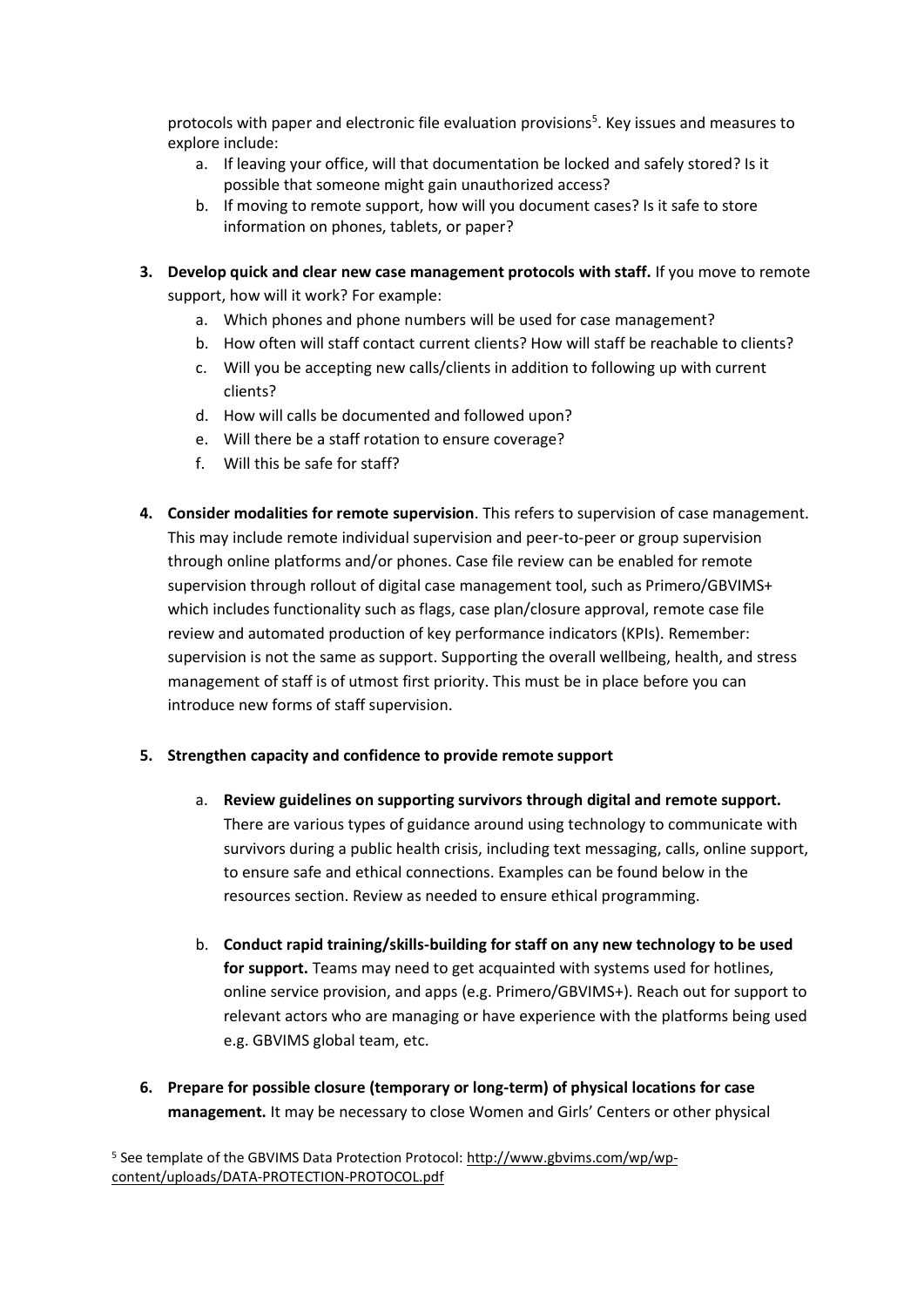protocols with paper and electronic file evaluation provisions[5]. Key issues and measures to explore include:

   a. If leaving your office, will that documentation be locked and safely stored? Is it possible that someone might gain unauthorized access?
   b. If moving to remote support, how will you document cases? Is it safe to store information on phones, tablets, or paper?

3. **Develop quick and clear new case management protocols with staff.** If you move to remote support, how will it work? For example:
   a. Which phones and phone numbers will be used for case management?
   b. How often will staff contact current clients? How will staff be reachable to clients?
   c. Will you be accepting new calls/clients in addition to following up with current clients?
   d. How will calls be documented and followed upon?
   e. Will there be a staff rotation to ensure coverage?
   f. Will this be safe for staff?

4. **Consider modalities for remote supervision**. This refers to supervision of case management. This may include remote individual supervision and peer-to-peer or group supervision through online platforms and/or phones. Case file review can be enabled for remote supervision through rollout of digital case management tool, such as Primero/GBVIMS+ which includes functionality such as flags, case plan/closure approval, remote case file review and automated production of key performance indicators (KPIs). Remember: supervision is not the same as support. Supporting the overall wellbeing, health, and stress management of staff is of utmost first priority. This must be in place before you can introduce new forms of staff supervision.

5. **Strengthen capacity and confidence to provide remote support**

   a. **Review guidelines on supporting survivors through digital and remote support.** There are various types of guidance around using technology to communicate with survivors during a public health crisis, including text messaging, calls, online support, to ensure safe and ethical connections. Examples can be found below in the resources section. Review as needed to ensure ethical programming.

   b. **Conduct rapid training/skills-building for staff on any new technology to be used for support.** Teams may need to get acquainted with systems used for hotlines, online service provision, and apps (e.g. Primero/GBVIMS+). Reach out for support to relevant actors who are managing or have experience with the platforms being used e.g. GBVIMS global team, etc.

6. **Prepare for possible closure (temporary or long-term) of physical locations for case management.** It may be necessary to close Women and Girls' Centers or other physical

[5] See template of the GBVIMS Data Protection Protocol: http://www.gbvims.com/wp/wp-content/uploads/DATA-PROTECTION-PROTOCOL.pdf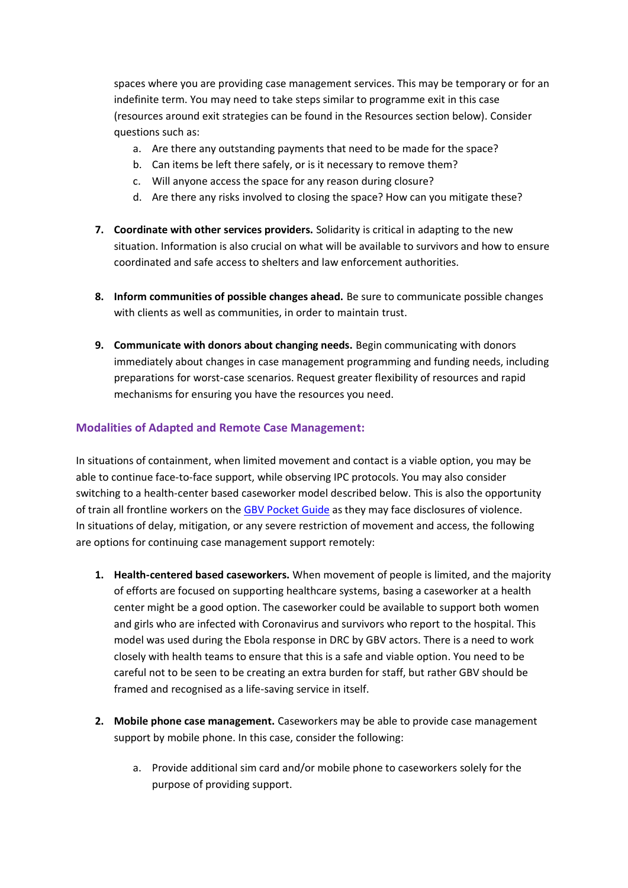spaces where you are providing case management services. This may be temporary or for an indefinite term. You may need to take steps similar to programme exit in this case (resources around exit strategies can be found in the Resources section below). Consider questions such as:

   a. Are there any outstanding payments that need to be made for the space?
   b. Can items be left there safely, or is it necessary to remove them?
   c. Will anyone access the space for any reason during closure?
   d. Are there any risks involved to closing the space? How can you mitigate these?

7. **Coordinate with other services providers.** Solidarity is critical in adapting to the new situation. Information is also crucial on what will be available to survivors and how to ensure coordinated and safe access to shelters and law enforcement authorities.

8. **Inform communities of possible changes ahead.** Be sure to communicate possible changes with clients as well as communities, in order to maintain trust.

9. **Communicate with donors about changing needs.** Begin communicating with donors immediately about changes in case management programming and funding needs, including preparations for worst-case scenarios. Request greater flexibility of resources and rapid mechanisms for ensuring you have the resources you need.

### Modalities of Adapted and Remote Case Management:

In situations of containment, when limited movement and contact is a viable option, you may be able to continue face-to-face support, while observing IPC protocols. You may also consider switching to a health-center based caseworker model described below. This is also the opportunity of train all frontline workers on the [GBV Pocket Guide](GBV Pocket Guide) as they may face disclosures of violence. In situations of delay, mitigation, or any severe restriction of movement and access, the following are options for continuing case management support remotely:

1. **Health-centered based caseworkers.** When movement of people is limited, and the majority of efforts are focused on supporting healthcare systems, basing a caseworker at a health center might be a good option. The caseworker could be available to support both women and girls who are infected with Coronavirus and survivors who report to the hospital. This model was used during the Ebola response in DRC by GBV actors. There is a need to work closely with health teams to ensure that this is a safe and viable option. You need to be careful not to be seen to be creating an extra burden for staff, but rather GBV should be framed and recognised as a life-saving service in itself.

2. **Mobile phone case management.** Caseworkers may be able to provide case management support by mobile phone. In this case, consider the following:

   a. Provide additional sim card and/or mobile phone to caseworkers solely for the purpose of providing support.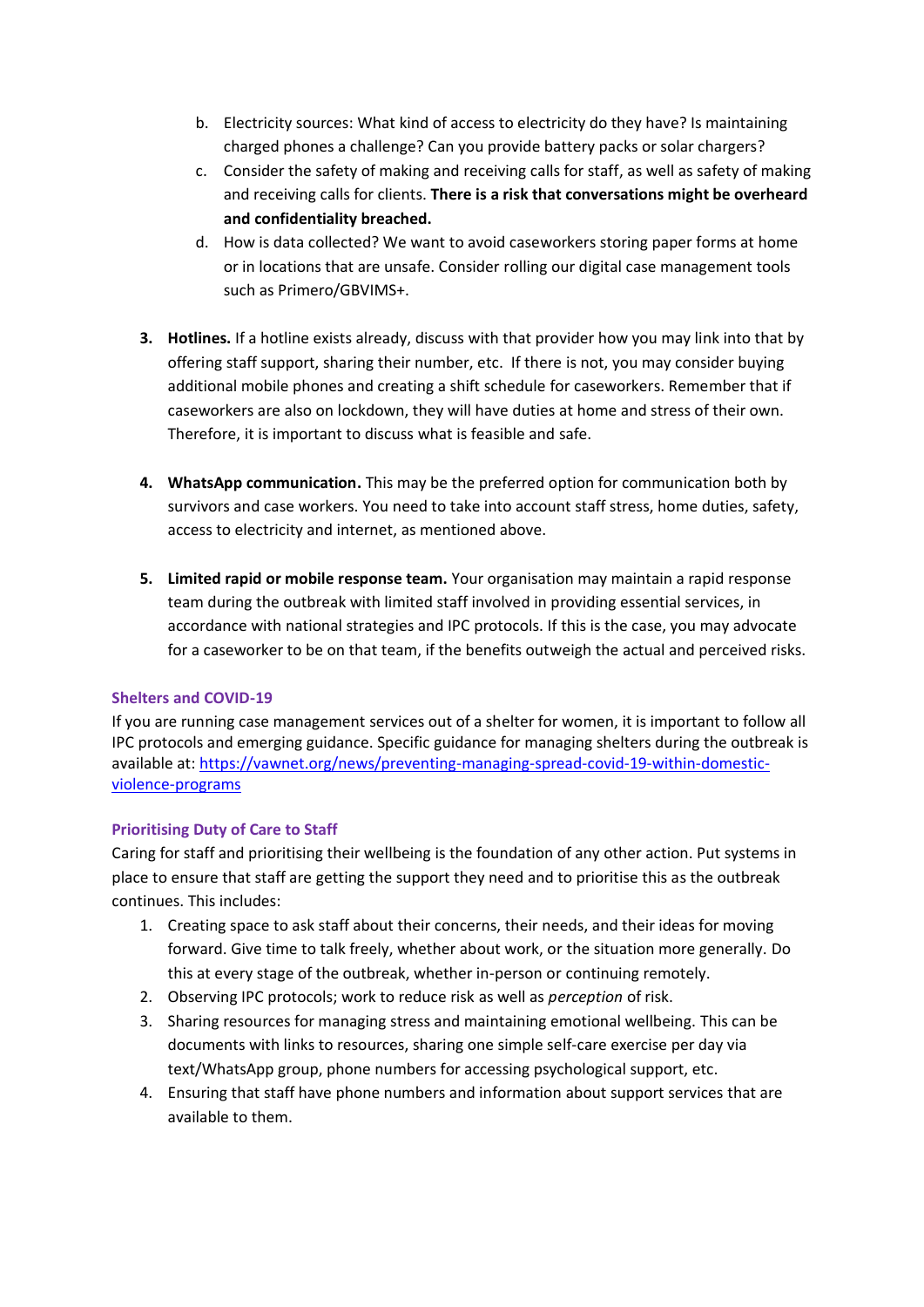b. Electricity sources: What kind of access to electricity do they have? Is maintaining charged phones a challenge? Can you provide battery packs or solar chargers?
   c. Consider the safety of making and receiving calls for staff, as well as safety of making and receiving calls for clients. **There is a risk that conversations might be overheard and confidentiality breached.**
   d. How is data collected? We want to avoid caseworkers storing paper forms at home or in locations that are unsafe. Consider rolling our digital case management tools such as Primero/GBVIMS+.

3. **Hotlines.** If a hotline exists already, discuss with that provider how you may link into that by offering staff support, sharing their number, etc. If there is not, you may consider buying additional mobile phones and creating a shift schedule for caseworkers. Remember that if caseworkers are also on lockdown, they will have duties at home and stress of their own. Therefore, it is important to discuss what is feasible and safe.

4. **WhatsApp communication.** This may be the preferred option for communication both by survivors and case workers. You need to take into account staff stress, home duties, safety, access to electricity and internet, as mentioned above.

5. **Limited rapid or mobile response team.** Your organisation may maintain a rapid response team during the outbreak with limited staff involved in providing essential services, in accordance with national strategies and IPC protocols. If this is the case, you may advocate for a caseworker to be on that team, if the benefits outweigh the actual and perceived risks.

### Shelters and COVID-19

If you are running case management services out of a shelter for women, it is important to follow all IPC protocols and emerging guidance. Specific guidance for managing shelters during the outbreak is available at: [https://vawnet.org/news/preventing-managing-spread-covid-19-within-domestic-violence-programs](https://vawnet.org/news/preventing-managing-spread-covid-19-within-domestic-violence-programs)

### Prioritising Duty of Care to Staff

Caring for staff and prioritising their wellbeing is the foundation of any other action. Put systems in place to ensure that staff are getting the support they need and to prioritise this as the outbreak continues. This includes:

1. Creating space to ask staff about their concerns, their needs, and their ideas for moving forward. Give time to talk freely, whether about work, or the situation more generally. Do this at every stage of the outbreak, whether in-person or continuing remotely.
2. Observing IPC protocols; work to reduce risk as well as *perception* of risk.
3. Sharing resources for managing stress and maintaining emotional wellbeing. This can be documents with links to resources, sharing one simple self-care exercise per day via text/WhatsApp group, phone numbers for accessing psychological support, etc.
4. Ensuring that staff have phone numbers and information about support services that are available to them.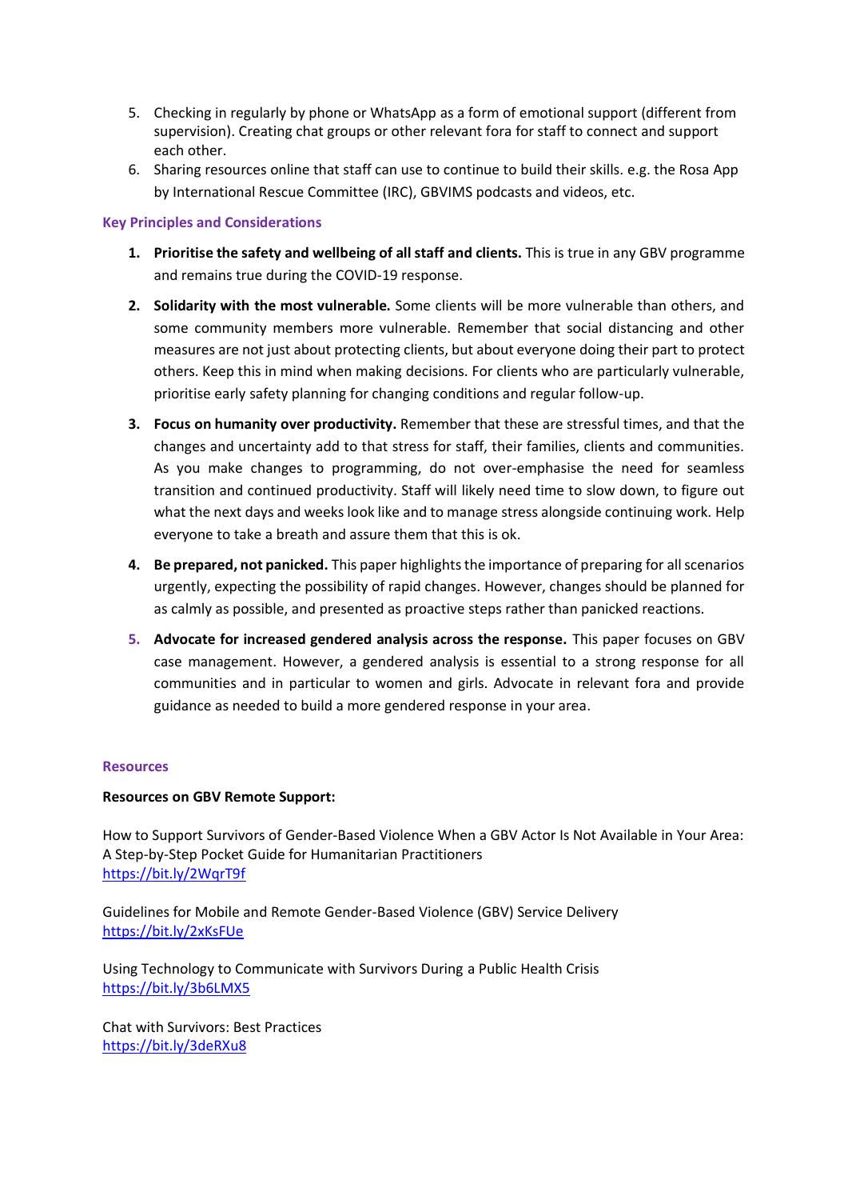5. Checking in regularly by phone or WhatsApp as a form of emotional support (different from supervision). Creating chat groups or other relevant fora for staff to connect and support each other.
6. Sharing resources online that staff can use to continue to build their skills. e.g. the Rosa App by International Rescue Committee (IRC), GBVIMS podcasts and videos, etc.

### Key Principles and Considerations

1. **Prioritise the safety and wellbeing of all staff and clients.** This is true in any GBV programme and remains true during the COVID-19 response.

2. **Solidarity with the most vulnerable.** Some clients will be more vulnerable than others, and some community members more vulnerable. Remember that social distancing and other measures are not just about protecting clients, but about everyone doing their part to protect others. Keep this in mind when making decisions. For clients who are particularly vulnerable, prioritise early safety planning for changing conditions and regular follow-up.

3. **Focus on humanity over productivity.** Remember that these are stressful times, and that the changes and uncertainty add to that stress for staff, their families, clients and communities. As you make changes to programming, do not over-emphasise the need for seamless transition and continued productivity. Staff will likely need time to slow down, to figure out what the next days and weeks look like and to manage stress alongside continuing work. Help everyone to take a breath and assure them that this is ok.

4. **Be prepared, not panicked.** This paper highlights the importance of preparing for all scenarios urgently, expecting the possibility of rapid changes. However, changes should be planned for as calmly as possible, and presented as proactive steps rather than panicked reactions.

5. **Advocate for increased gendered analysis across the response.** This paper focuses on GBV case management. However, a gendered analysis is essential to a strong response for all communities and in particular to women and girls. Advocate in relevant fora and provide guidance as needed to build a more gendered response in your area.

### Resources

**Resources on GBV Remote Support:**

How to Support Survivors of Gender-Based Violence When a GBV Actor Is Not Available in Your Area: A Step-by-Step Pocket Guide for Humanitarian Practitioners
https://bit.ly/2WqrT9f

Guidelines for Mobile and Remote Gender-Based Violence (GBV) Service Delivery
https://bit.ly/2xKsFUe

Using Technology to Communicate with Survivors During a Public Health Crisis
https://bit.ly/3b6LMX5

Chat with Survivors: Best Practices
https://bit.ly/3deRXu8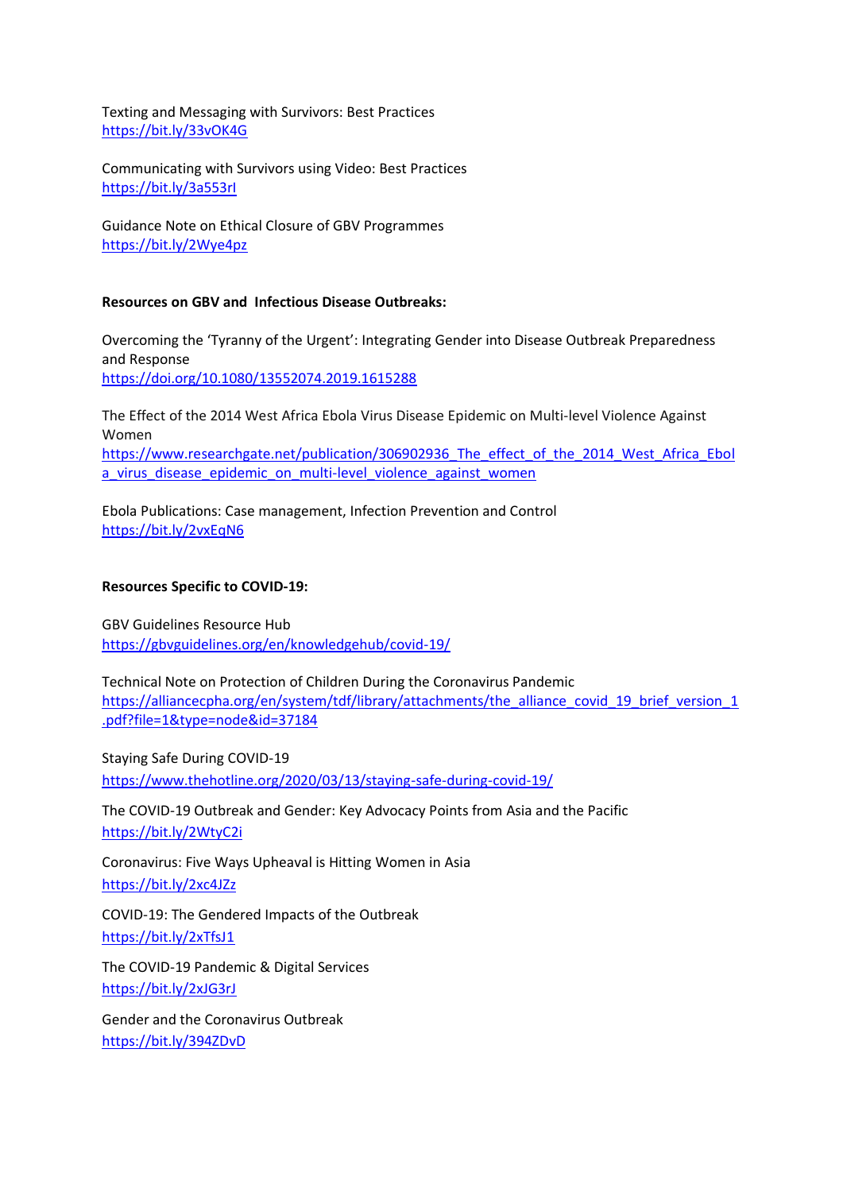Texting and Messaging with Survivors: Best Practices
https://bit.ly/33vOK4G

Communicating with Survivors using Video: Best Practices
https://bit.ly/3a553rI

Guidance Note on Ethical Closure of GBV Programmes
https://bit.ly/2Wye4pz

**Resources on GBV and Infectious Disease Outbreaks:**

Overcoming the 'Tyranny of the Urgent': Integrating Gender into Disease Outbreak Preparedness and Response
https://doi.org/10.1080/13552074.2019.1615288

The Effect of the 2014 West Africa Ebola Virus Disease Epidemic on Multi-level Violence Against Women
https://www.researchgate.net/publication/306902936_The_effect_of_the_2014_West_Africa_Ebola_virus_disease_epidemic_on_multi-level_violence_against_women

Ebola Publications: Case management, Infection Prevention and Control
https://bit.ly/2vxEqN6

**Resources Specific to COVID-19:**

GBV Guidelines Resource Hub
https://gbvguidelines.org/en/knowledgehub/covid-19/

Technical Note on Protection of Children During the Coronavirus Pandemic
https://alliancecpha.org/en/system/tdf/library/attachments/the_alliance_covid_19_brief_version_1.pdf?file=1&type=node&id=37184

Staying Safe During COVID-19
https://www.thehotline.org/2020/03/13/staying-safe-during-covid-19/

The COVID-19 Outbreak and Gender: Key Advocacy Points from Asia and the Pacific
https://bit.ly/2WtyC2i

Coronavirus: Five Ways Upheaval is Hitting Women in Asia
https://bit.ly/2xc4JZz

COVID-19: The Gendered Impacts of the Outbreak
https://bit.ly/2xTfsJ1

The COVID-19 Pandemic & Digital Services
https://bit.ly/2xJG3rJ

Gender and the Coronavirus Outbreak
https://bit.ly/394ZDvD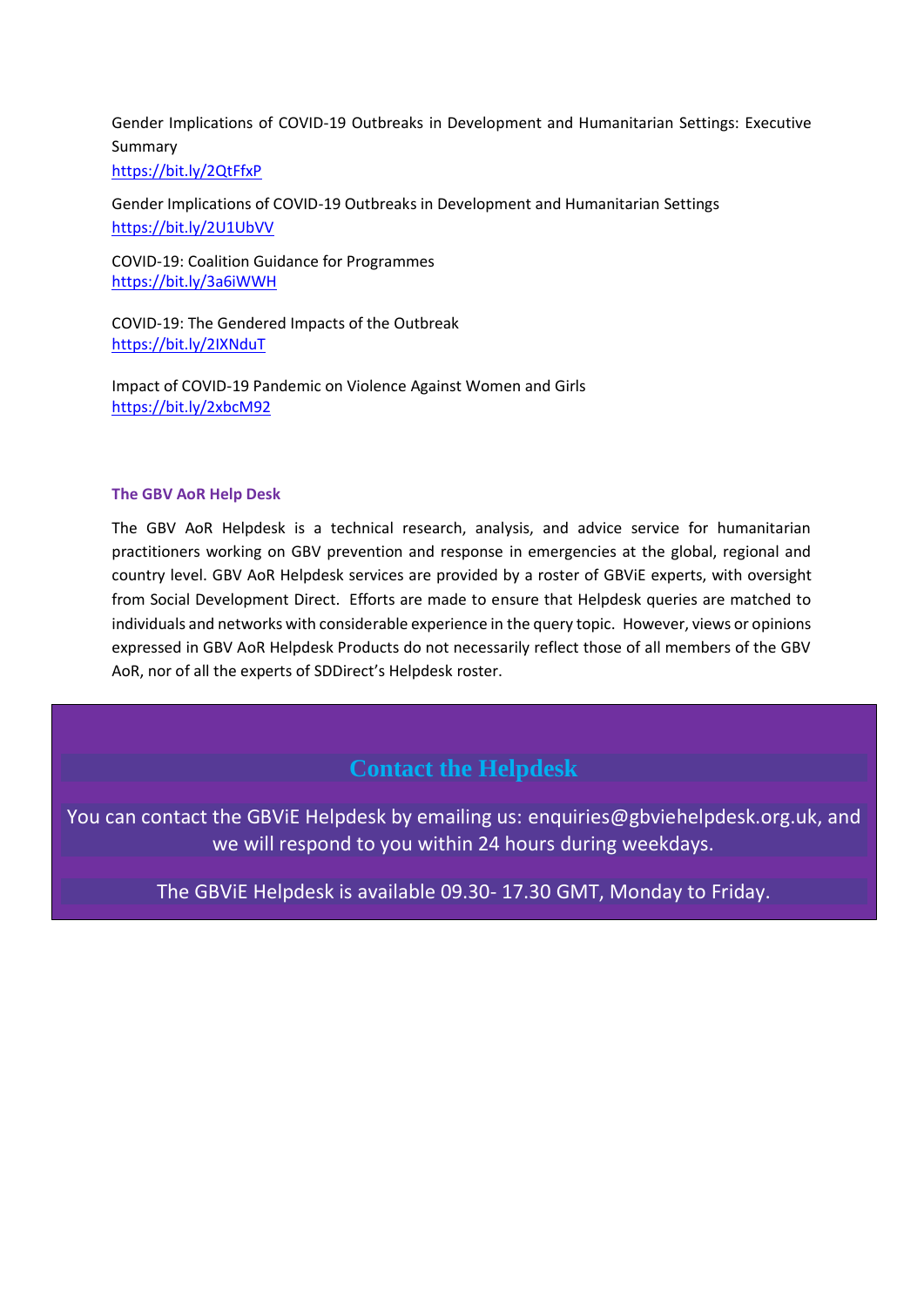Gender Implications of COVID-19 Outbreaks in Development and Humanitarian Settings: Executive Summary
https://bit.ly/2QtFfxP

Gender Implications of COVID-19 Outbreaks in Development and Humanitarian Settings
https://bit.ly/2U1UbVV

COVID-19: Coalition Guidance for Programmes
https://bit.ly/3a6iWWH

COVID-19: The Gendered Impacts of the Outbreak
https://bit.ly/2IXNduT

Impact of COVID-19 Pandemic on Violence Against Women and Girls
https://bit.ly/2xbcM92

### The GBV AoR Help Desk

The GBV AoR Helpdesk is a technical research, analysis, and advice service for humanitarian practitioners working on GBV prevention and response in emergencies at the global, regional and country level. GBV AoR Helpdesk services are provided by a roster of GBViE experts, with oversight from Social Development Direct. Efforts are made to ensure that Helpdesk queries are matched to individuals and networks with considerable experience in the query topic. However, views or opinions expressed in GBV AoR Helpdesk Products do not necessarily reflect those of all members of the GBV AoR, nor of all the experts of SDDirect's Helpdesk roster.

## Contact the Helpdesk

You can contact the GBViE Helpdesk by emailing us: enquiries@gbviehelpdesk.org.uk, and we will respond to you within 24 hours during weekdays.

The GBViE Helpdesk is available 09.30- 17.30 GMT, Monday to Friday.